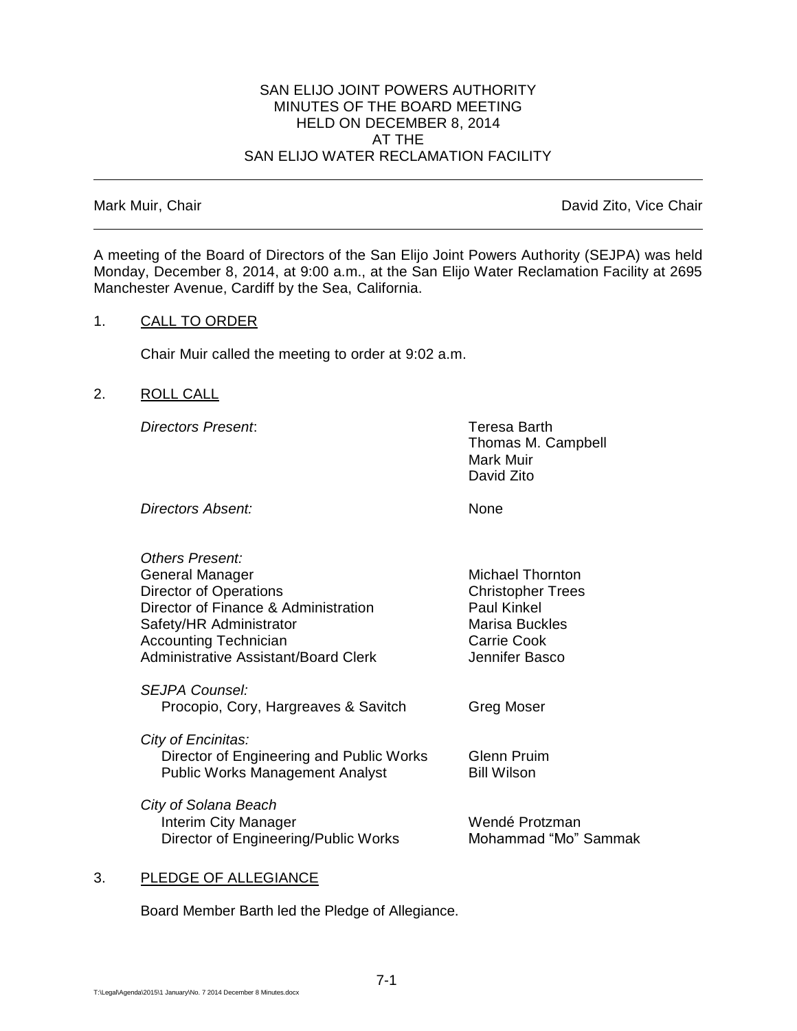# SAN ELIJO JOINT POWERS AUTHORITY
## MINUTES OF THE BOARD MEETING
## HELD ON DECEMBER 8, 2014
## AT THE
## SAN ELIJO WATER RECLAMATION FACILITY

---

Mark Muir, Chair — David Zito, Vice Chair

---

A meeting of the Board of Directors of the San Elijo Joint Powers Authority (SEJPA) was held Monday, December 8, 2014, at 9:00 a.m., at the San Elijo Water Reclamation Facility at 2695 Manchester Avenue, Cardiff by the Sea, California.

1. <u>CALL TO ORDER</u>

   Chair Muir called the meeting to order at 9:02 a.m.

2. <u>ROLL CALL</u>

| | |
|---|---|
| *Directors Present*: | Teresa Barth<br>Thomas M. Campbell<br>Mark Muir<br>David Zito |
| *Directors Absent:* | None |
| *Others Present:* | |
| General Manager | Michael Thornton |
| Director of Operations | Christopher Trees |
| Director of Finance & Administration | Paul Kinkel |
| Safety/HR Administrator | Marisa Buckles |
| Accounting Technician | Carrie Cook |
| Administrative Assistant/Board Clerk | Jennifer Basco |
| *SEJPA Counsel:* | |
| Procopio, Cory, Hargreaves & Savitch | Greg Moser |
| *City of Encinitas:* | |
| Director of Engineering and Public Works | Glenn Pruim |
| Public Works Management Analyst | Bill Wilson |
| *City of Solana Beach* | |
| Interim City Manager | Wendé Protzman |
| Director of Engineering/Public Works | Mohammad "Mo" Sammak |

3. <u>PLEDGE OF ALLEGIANCE</u>

   Board Member Barth led the Pledge of Allegiance.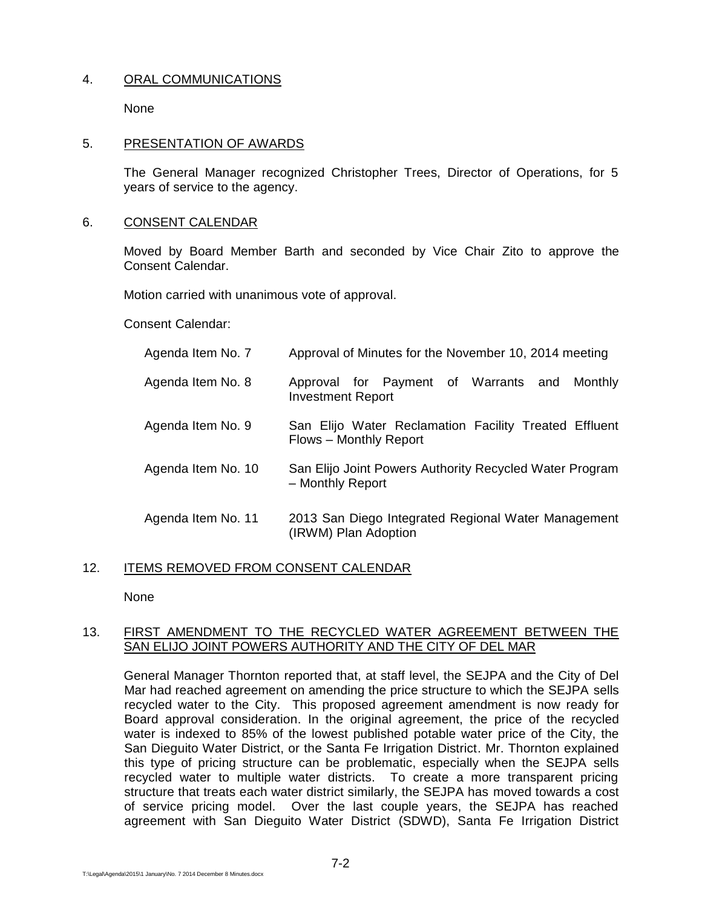4. ORAL COMMUNICATIONS

None

5. PRESENTATION OF AWARDS

The General Manager recognized Christopher Trees, Director of Operations, for 5 years of service to the agency.

6. CONSENT CALENDAR

Moved by Board Member Barth and seconded by Vice Chair Zito to approve the Consent Calendar.

Motion carried with unanimous vote of approval.

Consent Calendar:

| | |
|---|---|
| Agenda Item No. 7 | Approval of Minutes for the November 10, 2014 meeting |
| Agenda Item No. 8 | Approval for Payment of Warrants and Monthly Investment Report |
| Agenda Item No. 9 | San Elijo Water Reclamation Facility Treated Effluent Flows – Monthly Report |
| Agenda Item No. 10 | San Elijo Joint Powers Authority Recycled Water Program – Monthly Report |
| Agenda Item No. 11 | 2013 San Diego Integrated Regional Water Management (IRWM) Plan Adoption |

12. ITEMS REMOVED FROM CONSENT CALENDAR

None

13. FIRST AMENDMENT TO THE RECYCLED WATER AGREEMENT BETWEEN THE SAN ELIJO JOINT POWERS AUTHORITY AND THE CITY OF DEL MAR

General Manager Thornton reported that, at staff level, the SEJPA and the City of Del Mar had reached agreement on amending the price structure to which the SEJPA sells recycled water to the City. This proposed agreement amendment is now ready for Board approval consideration. In the original agreement, the price of the recycled water is indexed to 85% of the lowest published potable water price of the City, the San Dieguito Water District, or the Santa Fe Irrigation District. Mr. Thornton explained this type of pricing structure can be problematic, especially when the SEJPA sells recycled water to multiple water districts. To create a more transparent pricing structure that treats each water district similarly, the SEJPA has moved towards a cost of service pricing model. Over the last couple years, the SEJPA has reached agreement with San Dieguito Water District (SDWD), Santa Fe Irrigation District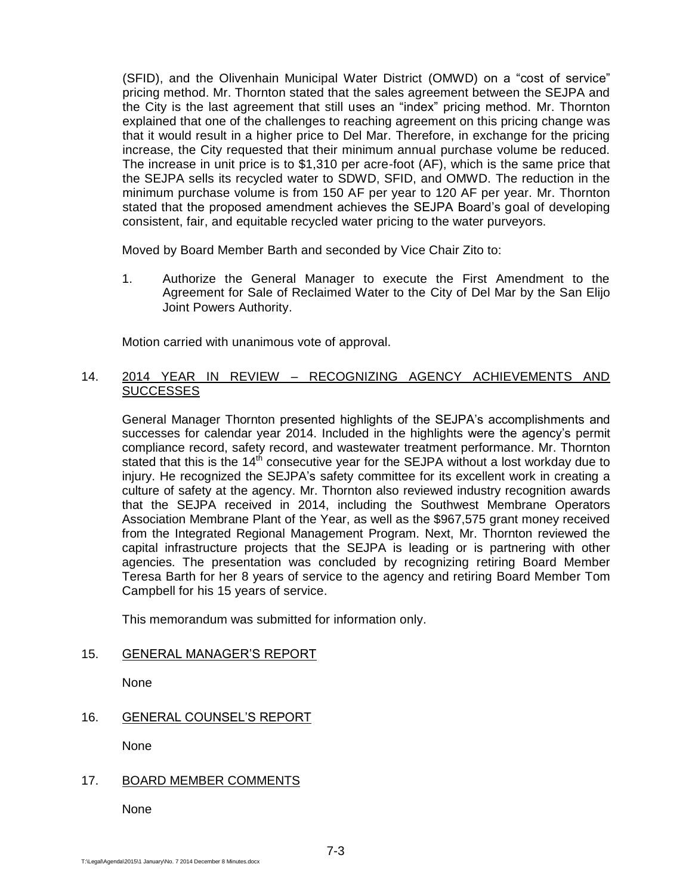(SFID), and the Olivenhain Municipal Water District (OMWD) on a "cost of service" pricing method. Mr. Thornton stated that the sales agreement between the SEJPA and the City is the last agreement that still uses an "index" pricing method. Mr. Thornton explained that one of the challenges to reaching agreement on this pricing change was that it would result in a higher price to Del Mar. Therefore, in exchange for the pricing increase, the City requested that their minimum annual purchase volume be reduced. The increase in unit price is to $1,310 per acre-foot (AF), which is the same price that the SEJPA sells its recycled water to SDWD, SFID, and OMWD. The reduction in the minimum purchase volume is from 150 AF per year to 120 AF per year. Mr. Thornton stated that the proposed amendment achieves the SEJPA Board's goal of developing consistent, fair, and equitable recycled water pricing to the water purveyors.

Moved by Board Member Barth and seconded by Vice Chair Zito to:

1. Authorize the General Manager to execute the First Amendment to the Agreement for Sale of Reclaimed Water to the City of Del Mar by the San Elijo Joint Powers Authority.

Motion carried with unanimous vote of approval.

14. <u>2014 YEAR IN REVIEW – RECOGNIZING AGENCY ACHIEVEMENTS AND SUCCESSES</u>

General Manager Thornton presented highlights of the SEJPA's accomplishments and successes for calendar year 2014. Included in the highlights were the agency's permit compliance record, safety record, and wastewater treatment performance. Mr. Thornton stated that this is the $14^{th}$ consecutive year for the SEJPA without a lost workday due to injury. He recognized the SEJPA's safety committee for its excellent work in creating a culture of safety at the agency. Mr. Thornton also reviewed industry recognition awards that the SEJPA received in 2014, including the Southwest Membrane Operators Association Membrane Plant of the Year, as well as the $967,575 grant money received from the Integrated Regional Management Program. Next, Mr. Thornton reviewed the capital infrastructure projects that the SEJPA is leading or is partnering with other agencies. The presentation was concluded by recognizing retiring Board Member Teresa Barth for her 8 years of service to the agency and retiring Board Member Tom Campbell for his 15 years of service.

This memorandum was submitted for information only.

15. <u>GENERAL MANAGER'S REPORT</u>

None

16. <u>GENERAL COUNSEL'S REPORT</u>

None

17. <u>BOARD MEMBER COMMENTS</u>

None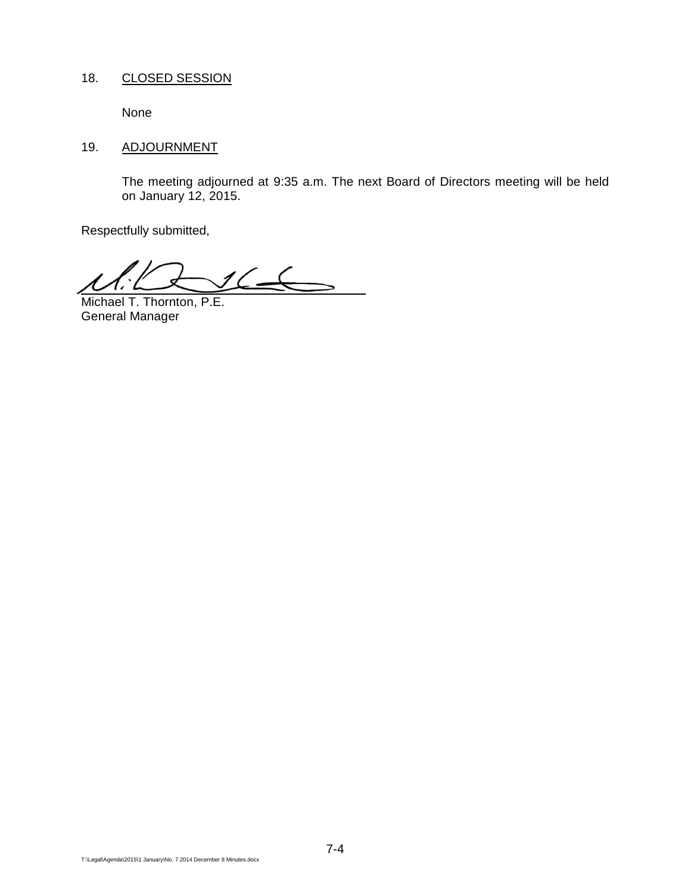18. CLOSED SESSION

None

19. ADJOURNMENT

The meeting adjourned at 9:35 a.m. The next Board of Directors meeting will be held on January 12, 2015.

Respectfully submitted,

Michael T. Thornton, P.E.
General Manager

T:\Legal\Agenda\2015\1 January\No. 7 2014 December 8 Minutes.docx